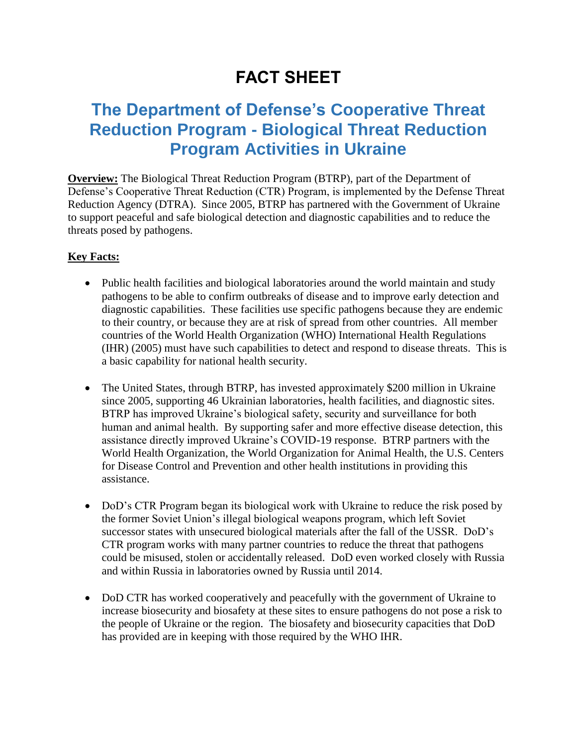# FACT SHEET

## The Department of Defense's Cooperative Threat Reduction Program - Biological Threat Reduction Program Activities in Ukraine

**Overview:** The Biological Threat Reduction Program (BTRP), part of the Department of Defense's Cooperative Threat Reduction (CTR) Program, is implemented by the Defense Threat Reduction Agency (DTRA). Since 2005, BTRP has partnered with the Government of Ukraine to support peaceful and safe biological detection and diagnostic capabilities and to reduce the threats posed by pathogens.

**Key Facts:**

- Public health facilities and biological laboratories around the world maintain and study pathogens to be able to confirm outbreaks of disease and to improve early detection and diagnostic capabilities. These facilities use specific pathogens because they are endemic to their country, or because they are at risk of spread from other countries. All member countries of the World Health Organization (WHO) International Health Regulations (IHR) (2005) must have such capabilities to detect and respond to disease threats. This is a basic capability for national health security.

- The United States, through BTRP, has invested approximately $200 million in Ukraine since 2005, supporting 46 Ukrainian laboratories, health facilities, and diagnostic sites. BTRP has improved Ukraine's biological safety, security and surveillance for both human and animal health. By supporting safer and more effective disease detection, this assistance directly improved Ukraine's COVID-19 response. BTRP partners with the World Health Organization, the World Organization for Animal Health, the U.S. Centers for Disease Control and Prevention and other health institutions in providing this assistance.

- DoD's CTR Program began its biological work with Ukraine to reduce the risk posed by the former Soviet Union's illegal biological weapons program, which left Soviet successor states with unsecured biological materials after the fall of the USSR. DoD's CTR program works with many partner countries to reduce the threat that pathogens could be misused, stolen or accidentally released. DoD even worked closely with Russia and within Russia in laboratories owned by Russia until 2014.

- DoD CTR has worked cooperatively and peacefully with the government of Ukraine to increase biosecurity and biosafety at these sites to ensure pathogens do not pose a risk to the people of Ukraine or the region. The biosafety and biosecurity capacities that DoD has provided are in keeping with those required by the WHO IHR.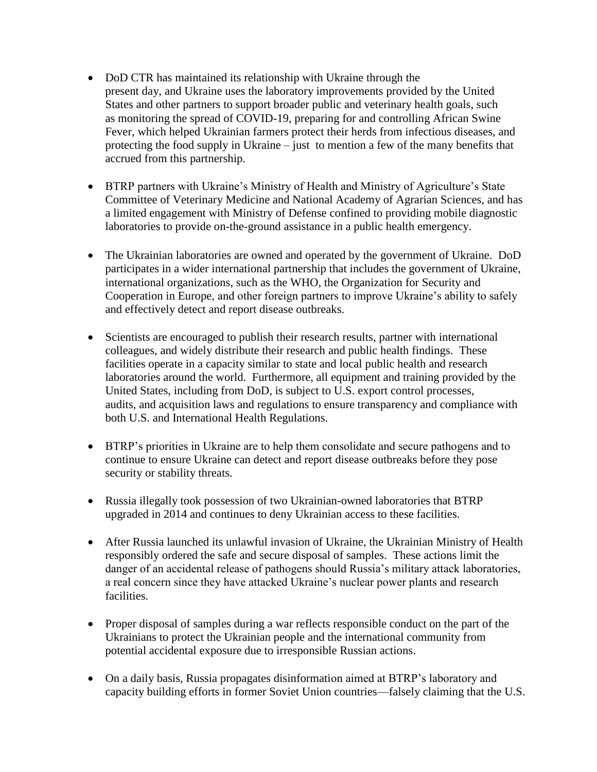- DoD CTR has maintained its relationship with Ukraine through the present day, and Ukraine uses the laboratory improvements provided by the United States and other partners to support broader public and veterinary health goals, such as monitoring the spread of COVID-19, preparing for and controlling African Swine Fever, which helped Ukrainian farmers protect their herds from infectious diseases, and protecting the food supply in Ukraine – just to mention a few of the many benefits that accrued from this partnership.

- BTRP partners with Ukraine's Ministry of Health and Ministry of Agriculture's State Committee of Veterinary Medicine and National Academy of Agrarian Sciences, and has a limited engagement with Ministry of Defense confined to providing mobile diagnostic laboratories to provide on-the-ground assistance in a public health emergency.

- The Ukrainian laboratories are owned and operated by the government of Ukraine. DoD participates in a wider international partnership that includes the government of Ukraine, international organizations, such as the WHO, the Organization for Security and Cooperation in Europe, and other foreign partners to improve Ukraine's ability to safely and effectively detect and report disease outbreaks.

- Scientists are encouraged to publish their research results, partner with international colleagues, and widely distribute their research and public health findings. These facilities operate in a capacity similar to state and local public health and research laboratories around the world. Furthermore, all equipment and training provided by the United States, including from DoD, is subject to U.S. export control processes, audits, and acquisition laws and regulations to ensure transparency and compliance with both U.S. and International Health Regulations.

- BTRP's priorities in Ukraine are to help them consolidate and secure pathogens and to continue to ensure Ukraine can detect and report disease outbreaks before they pose security or stability threats.

- Russia illegally took possession of two Ukrainian-owned laboratories that BTRP upgraded in 2014 and continues to deny Ukrainian access to these facilities.

- After Russia launched its unlawful invasion of Ukraine, the Ukrainian Ministry of Health responsibly ordered the safe and secure disposal of samples. These actions limit the danger of an accidental release of pathogens should Russia's military attack laboratories, a real concern since they have attacked Ukraine's nuclear power plants and research facilities.

- Proper disposal of samples during a war reflects responsible conduct on the part of the Ukrainians to protect the Ukrainian people and the international community from potential accidental exposure due to irresponsible Russian actions.

- On a daily basis, Russia propagates disinformation aimed at BTRP's laboratory and capacity building efforts in former Soviet Union countries—falsely claiming that the U.S.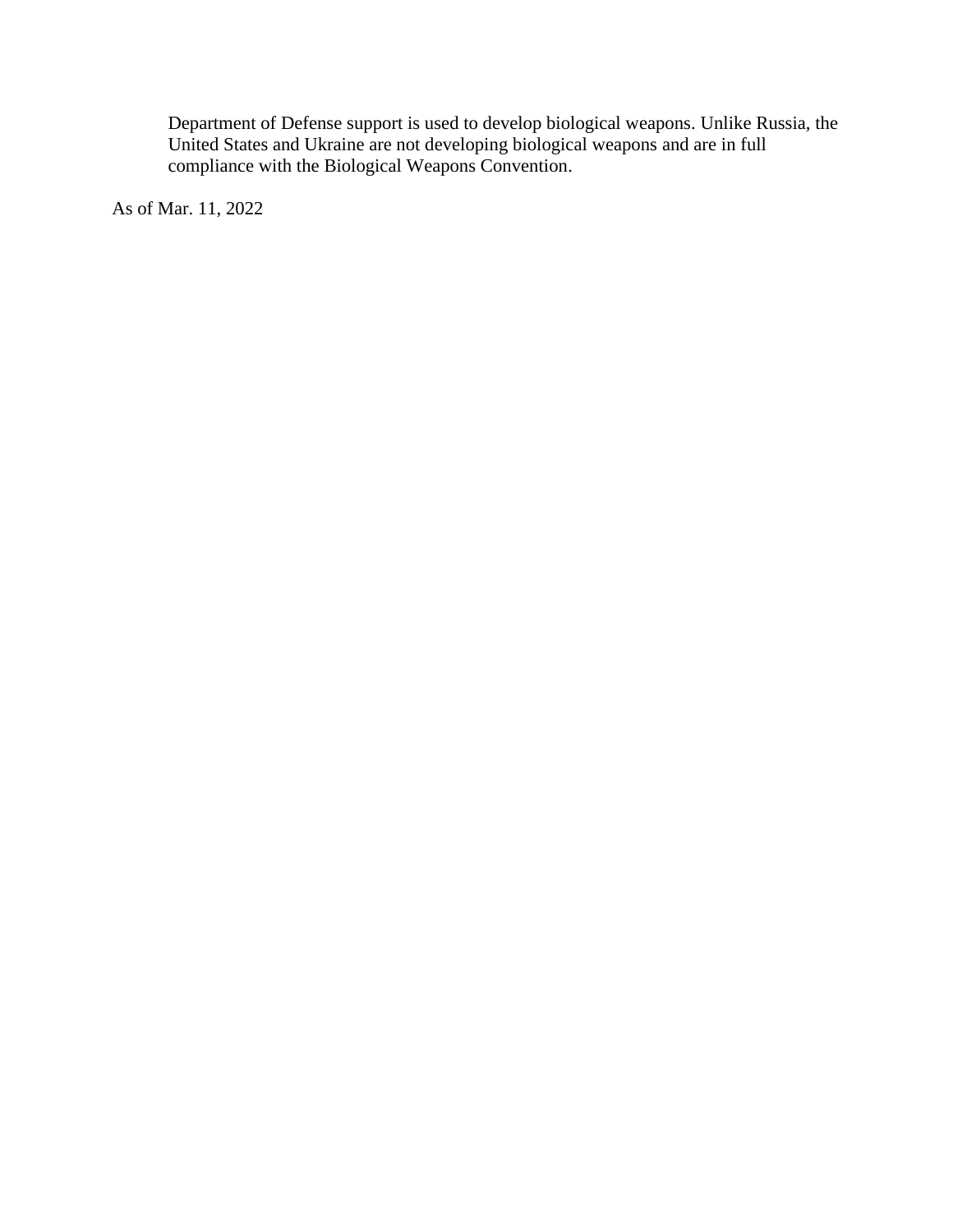Department of Defense support is used to develop biological weapons. Unlike Russia, the United States and Ukraine are not developing biological weapons and are in full compliance with the Biological Weapons Convention.

As of Mar. 11, 2022